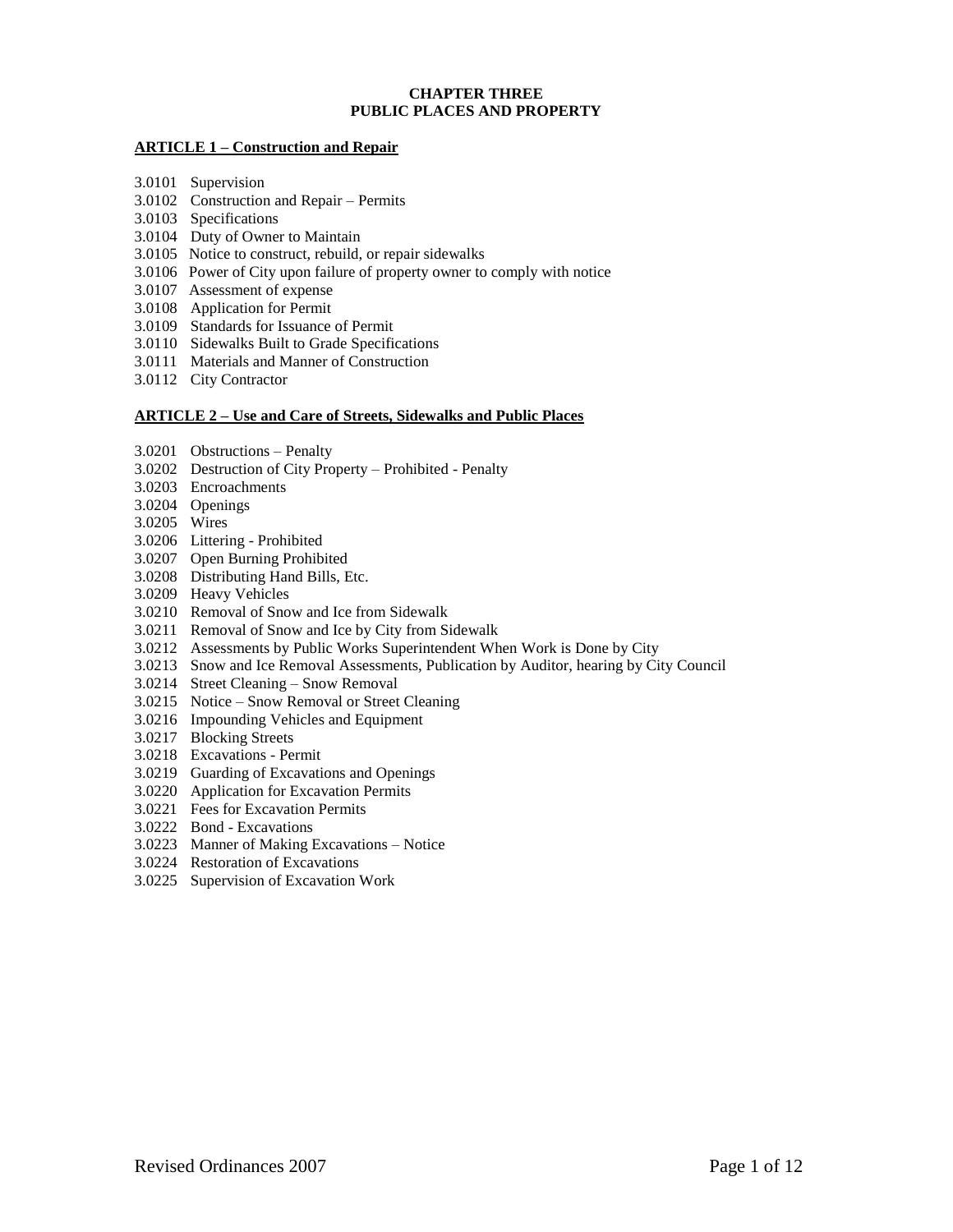# CHAPTER THREE
# PUBLIC PLACES AND PROPERTY

## ARTICLE 1 – Construction and Repair

3.0101 Supervision
3.0102 Construction and Repair – Permits
3.0103 Specifications
3.0104 Duty of Owner to Maintain
3.0105 Notice to construct, rebuild, or repair sidewalks
3.0106 Power of City upon failure of property owner to comply with notice
3.0107 Assessment of expense
3.0108 Application for Permit
3.0109 Standards for Issuance of Permit
3.0110 Sidewalks Built to Grade Specifications
3.0111 Materials and Manner of Construction
3.0112 City Contractor

## ARTICLE 2 – Use and Care of Streets, Sidewalks and Public Places

3.0201 Obstructions – Penalty
3.0202 Destruction of City Property – Prohibited - Penalty
3.0203 Encroachments
3.0204 Openings
3.0205 Wires
3.0206 Littering - Prohibited
3.0207 Open Burning Prohibited
3.0208 Distributing Hand Bills, Etc.
3.0209 Heavy Vehicles
3.0210 Removal of Snow and Ice from Sidewalk
3.0211 Removal of Snow and Ice by City from Sidewalk
3.0212 Assessments by Public Works Superintendent When Work is Done by City
3.0213 Snow and Ice Removal Assessments, Publication by Auditor, hearing by City Council
3.0214 Street Cleaning – Snow Removal
3.0215 Notice – Snow Removal or Street Cleaning
3.0216 Impounding Vehicles and Equipment
3.0217 Blocking Streets
3.0218 Excavations - Permit
3.0219 Guarding of Excavations and Openings
3.0220 Application for Excavation Permits
3.0221 Fees for Excavation Permits
3.0222 Bond - Excavations
3.0223 Manner of Making Excavations – Notice
3.0224 Restoration of Excavations
3.0225 Supervision of Excavation Work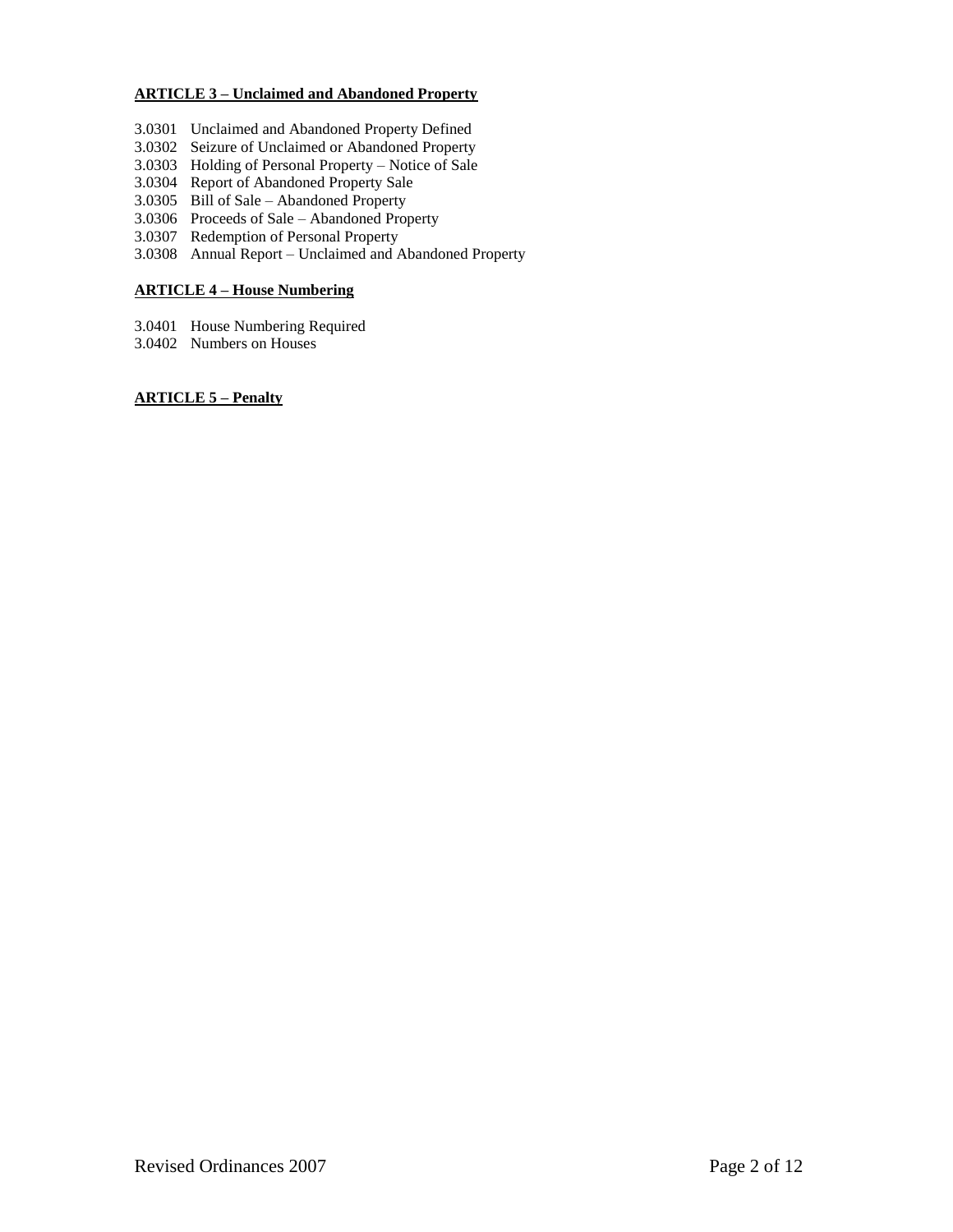**ARTICLE 3 – Unclaimed and Abandoned Property**

3.0301 Unclaimed and Abandoned Property Defined
3.0302 Seizure of Unclaimed or Abandoned Property
3.0303 Holding of Personal Property – Notice of Sale
3.0304 Report of Abandoned Property Sale
3.0305 Bill of Sale – Abandoned Property
3.0306 Proceeds of Sale – Abandoned Property
3.0307 Redemption of Personal Property
3.0308 Annual Report – Unclaimed and Abandoned Property

**ARTICLE 4 – House Numbering**

3.0401 House Numbering Required
3.0402 Numbers on Houses

**ARTICLE 5 – Penalty**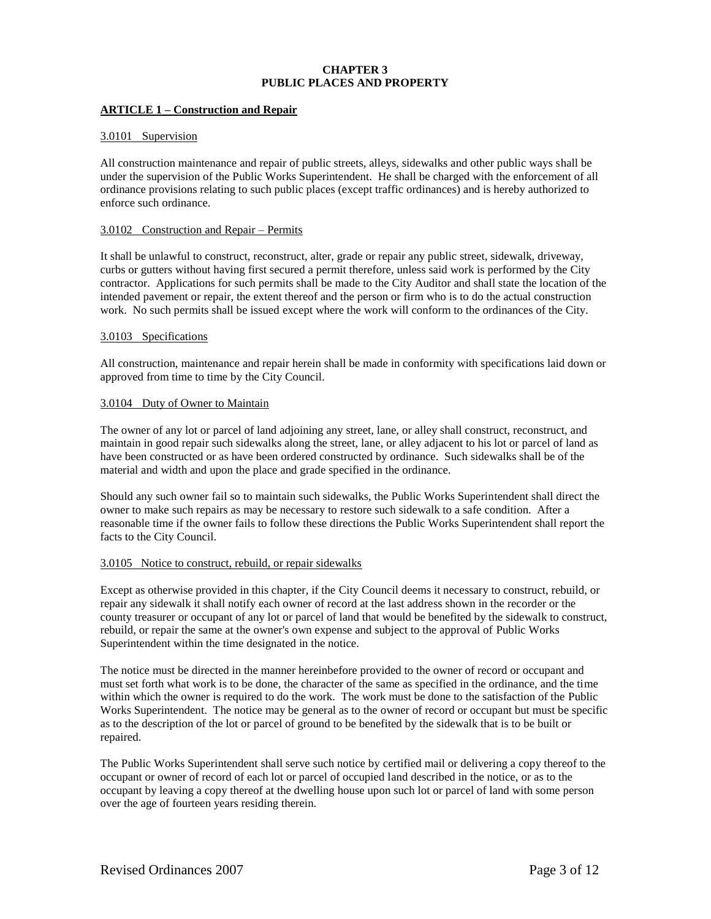# CHAPTER 3
# PUBLIC PLACES AND PROPERTY

## ARTICLE 1 – Construction and Repair

### 3.0101 Supervision

All construction maintenance and repair of public streets, alleys, sidewalks and other public ways shall be under the supervision of the Public Works Superintendent. He shall be charged with the enforcement of all ordinance provisions relating to such public places (except traffic ordinances) and is hereby authorized to enforce such ordinance.

### 3.0102 Construction and Repair – Permits

It shall be unlawful to construct, reconstruct, alter, grade or repair any public street, sidewalk, driveway, curbs or gutters without having first secured a permit therefore, unless said work is performed by the City contractor. Applications for such permits shall be made to the City Auditor and shall state the location of the intended pavement or repair, the extent thereof and the person or firm who is to do the actual construction work. No such permits shall be issued except where the work will conform to the ordinances of the City.

### 3.0103 Specifications

All construction, maintenance and repair herein shall be made in conformity with specifications laid down or approved from time to time by the City Council.

### 3.0104 Duty of Owner to Maintain

The owner of any lot or parcel of land adjoining any street, lane, or alley shall construct, reconstruct, and maintain in good repair such sidewalks along the street, lane, or alley adjacent to his lot or parcel of land as have been constructed or as have been ordered constructed by ordinance. Such sidewalks shall be of the material and width and upon the place and grade specified in the ordinance.

Should any such owner fail so to maintain such sidewalks, the Public Works Superintendent shall direct the owner to make such repairs as may be necessary to restore such sidewalk to a safe condition. After a reasonable time if the owner fails to follow these directions the Public Works Superintendent shall report the facts to the City Council.

### 3.0105 Notice to construct, rebuild, or repair sidewalks

Except as otherwise provided in this chapter, if the City Council deems it necessary to construct, rebuild, or repair any sidewalk it shall notify each owner of record at the last address shown in the recorder or the county treasurer or occupant of any lot or parcel of land that would be benefited by the sidewalk to construct, rebuild, or repair the same at the owner's own expense and subject to the approval of Public Works Superintendent within the time designated in the notice.

The notice must be directed in the manner hereinbefore provided to the owner of record or occupant and must set forth what work is to be done, the character of the same as specified in the ordinance, and the time within which the owner is required to do the work. The work must be done to the satisfaction of the Public Works Superintendent. The notice may be general as to the owner of record or occupant but must be specific as to the description of the lot or parcel of ground to be benefited by the sidewalk that is to be built or repaired.

The Public Works Superintendent shall serve such notice by certified mail or delivering a copy thereof to the occupant or owner of record of each lot or parcel of occupied land described in the notice, or as to the occupant by leaving a copy thereof at the dwelling house upon such lot or parcel of land with some person over the age of fourteen years residing therein.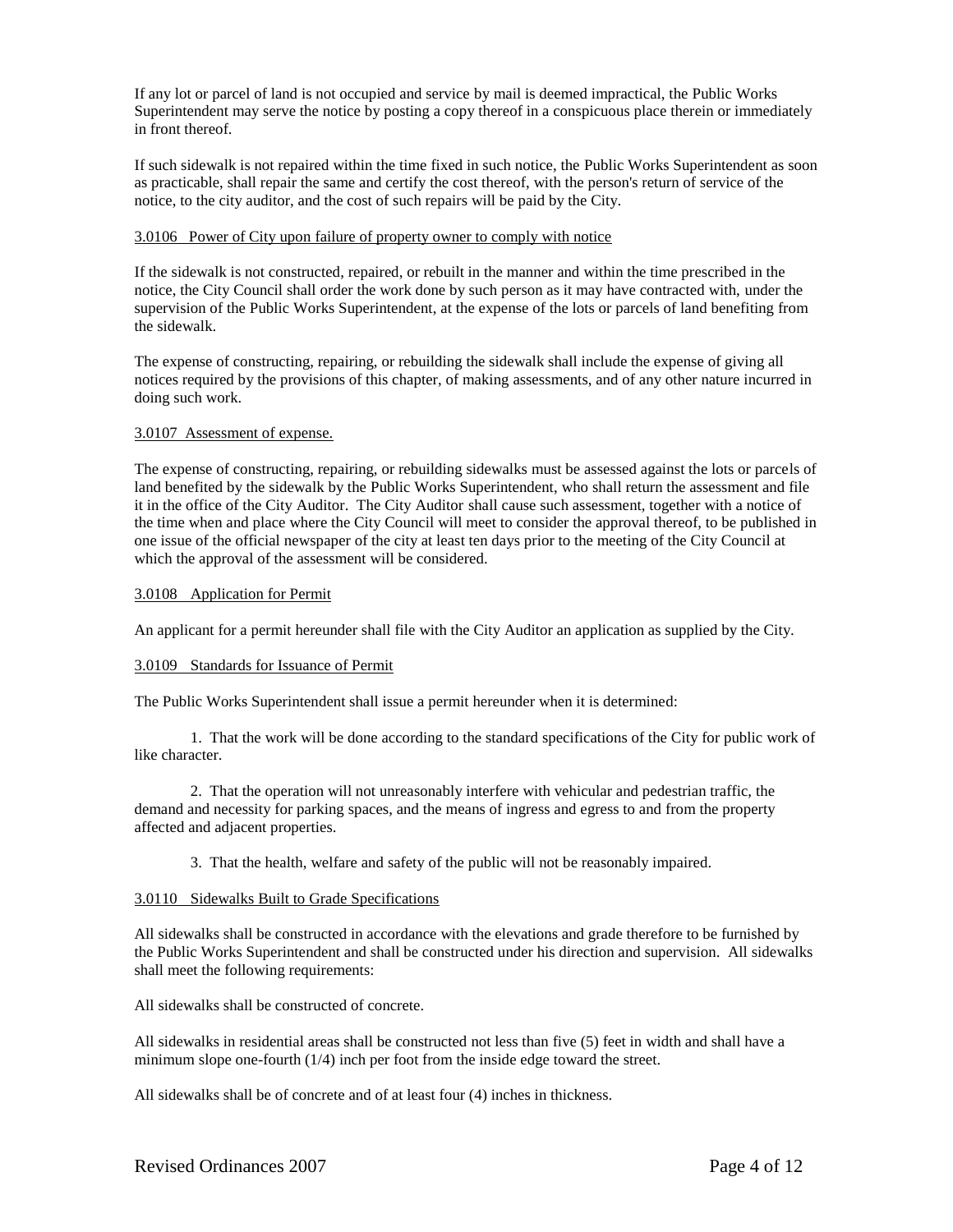If any lot or parcel of land is not occupied and service by mail is deemed impractical, the Public Works Superintendent may serve the notice by posting a copy thereof in a conspicuous place therein or immediately in front thereof.

If such sidewalk is not repaired within the time fixed in such notice, the Public Works Superintendent as soon as practicable, shall repair the same and certify the cost thereof, with the person's return of service of the notice, to the city auditor, and the cost of such repairs will be paid by the City.

### 3.0106 Power of City upon failure of property owner to comply with notice

If the sidewalk is not constructed, repaired, or rebuilt in the manner and within the time prescribed in the notice, the City Council shall order the work done by such person as it may have contracted with, under the supervision of the Public Works Superintendent, at the expense of the lots or parcels of land benefiting from the sidewalk.

The expense of constructing, repairing, or rebuilding the sidewalk shall include the expense of giving all notices required by the provisions of this chapter, of making assessments, and of any other nature incurred in doing such work.

### 3.0107 Assessment of expense.

The expense of constructing, repairing, or rebuilding sidewalks must be assessed against the lots or parcels of land benefited by the sidewalk by the Public Works Superintendent, who shall return the assessment and file it in the office of the City Auditor. The City Auditor shall cause such assessment, together with a notice of the time when and place where the City Council will meet to consider the approval thereof, to be published in one issue of the official newspaper of the city at least ten days prior to the meeting of the City Council at which the approval of the assessment will be considered.

### 3.0108 Application for Permit

An applicant for a permit hereunder shall file with the City Auditor an application as supplied by the City.

### 3.0109 Standards for Issuance of Permit

The Public Works Superintendent shall issue a permit hereunder when it is determined:

1. That the work will be done according to the standard specifications of the City for public work of like character.

2. That the operation will not unreasonably interfere with vehicular and pedestrian traffic, the demand and necessity for parking spaces, and the means of ingress and egress to and from the property affected and adjacent properties.

3. That the health, welfare and safety of the public will not be reasonably impaired.

### 3.0110 Sidewalks Built to Grade Specifications

All sidewalks shall be constructed in accordance with the elevations and grade therefore to be furnished by the Public Works Superintendent and shall be constructed under his direction and supervision. All sidewalks shall meet the following requirements:

All sidewalks shall be constructed of concrete.

All sidewalks in residential areas shall be constructed not less than five (5) feet in width and shall have a minimum slope one-fourth (1/4) inch per foot from the inside edge toward the street.

All sidewalks shall be of concrete and of at least four (4) inches in thickness.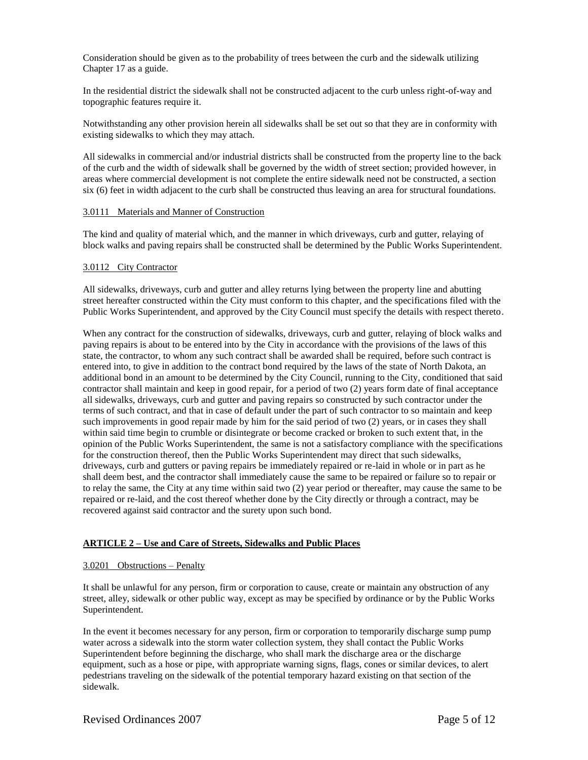Consideration should be given as to the probability of trees between the curb and the sidewalk utilizing Chapter 17 as a guide.

In the residential district the sidewalk shall not be constructed adjacent to the curb unless right-of-way and topographic features require it.

Notwithstanding any other provision herein all sidewalks shall be set out so that they are in conformity with existing sidewalks to which they may attach.

All sidewalks in commercial and/or industrial districts shall be constructed from the property line to the back of the curb and the width of sidewalk shall be governed by the width of street section; provided however, in areas where commercial development is not complete the entire sidewalk need not be constructed, a section six (6) feet in width adjacent to the curb shall be constructed thus leaving an area for structural foundations.

3.0111 Materials and Manner of Construction

The kind and quality of material which, and the manner in which driveways, curb and gutter, relaying of block walks and paving repairs shall be constructed shall be determined by the Public Works Superintendent.

3.0112 City Contractor

All sidewalks, driveways, curb and gutter and alley returns lying between the property line and abutting street hereafter constructed within the City must conform to this chapter, and the specifications filed with the Public Works Superintendent, and approved by the City Council must specify the details with respect thereto.

When any contract for the construction of sidewalks, driveways, curb and gutter, relaying of block walks and paving repairs is about to be entered into by the City in accordance with the provisions of the laws of this state, the contractor, to whom any such contract shall be awarded shall be required, before such contract is entered into, to give in addition to the contract bond required by the laws of the state of North Dakota, an additional bond in an amount to be determined by the City Council, running to the City, conditioned that said contractor shall maintain and keep in good repair, for a period of two (2) years form date of final acceptance all sidewalks, driveways, curb and gutter and paving repairs so constructed by such contractor under the terms of such contract, and that in case of default under the part of such contractor to so maintain and keep such improvements in good repair made by him for the said period of two (2) years, or in cases they shall within said time begin to crumble or disintegrate or become cracked or broken to such extent that, in the opinion of the Public Works Superintendent, the same is not a satisfactory compliance with the specifications for the construction thereof, then the Public Works Superintendent may direct that such sidewalks, driveways, curb and gutters or paving repairs be immediately repaired or re-laid in whole or in part as he shall deem best, and the contractor shall immediately cause the same to be repaired or failure so to repair or to relay the same, the City at any time within said two (2) year period or thereafter, may cause the same to be repaired or re-laid, and the cost thereof whether done by the City directly or through a contract, may be recovered against said contractor and the surety upon such bond.

## ARTICLE 2 – Use and Care of Streets, Sidewalks and Public Places

3.0201 Obstructions – Penalty

It shall be unlawful for any person, firm or corporation to cause, create or maintain any obstruction of any street, alley, sidewalk or other public way, except as may be specified by ordinance or by the Public Works Superintendent.

In the event it becomes necessary for any person, firm or corporation to temporarily discharge sump pump water across a sidewalk into the storm water collection system, they shall contact the Public Works Superintendent before beginning the discharge, who shall mark the discharge area or the discharge equipment, such as a hose or pipe, with appropriate warning signs, flags, cones or similar devices, to alert pedestrians traveling on the sidewalk of the potential temporary hazard existing on that section of the sidewalk.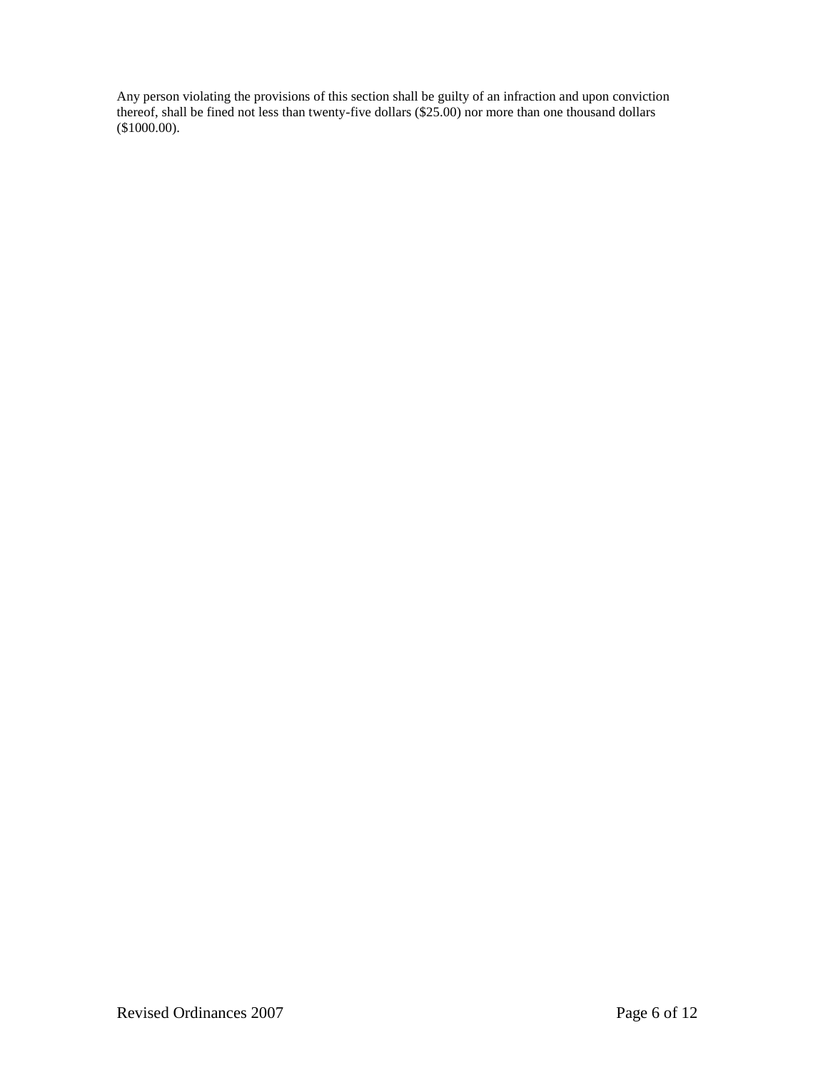Any person violating the provisions of this section shall be guilty of an infraction and upon conviction thereof, shall be fined not less than twenty-five dollars ($25.00) nor more than one thousand dollars ($1000.00).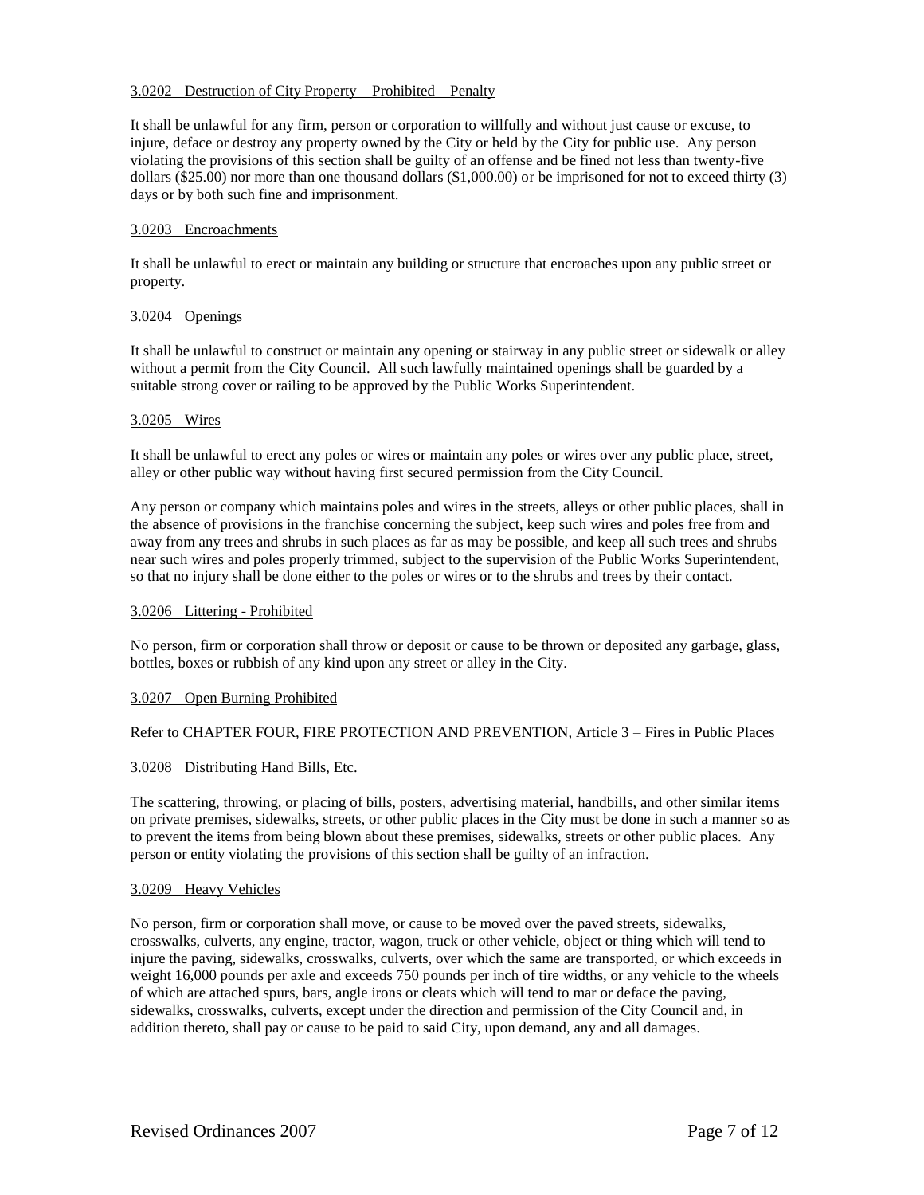3.0202 Destruction of City Property – Prohibited – Penalty

It shall be unlawful for any firm, person or corporation to willfully and without just cause or excuse, to injure, deface or destroy any property owned by the City or held by the City for public use. Any person violating the provisions of this section shall be guilty of an offense and be fined not less than twenty-five dollars ($25.00) nor more than one thousand dollars ($1,000.00) or be imprisoned for not to exceed thirty (3) days or by both such fine and imprisonment.

3.0203 Encroachments

It shall be unlawful to erect or maintain any building or structure that encroaches upon any public street or property.

3.0204 Openings

It shall be unlawful to construct or maintain any opening or stairway in any public street or sidewalk or alley without a permit from the City Council. All such lawfully maintained openings shall be guarded by a suitable strong cover or railing to be approved by the Public Works Superintendent.

3.0205 Wires

It shall be unlawful to erect any poles or wires or maintain any poles or wires over any public place, street, alley or other public way without having first secured permission from the City Council.

Any person or company which maintains poles and wires in the streets, alleys or other public places, shall in the absence of provisions in the franchise concerning the subject, keep such wires and poles free from and away from any trees and shrubs in such places as far as may be possible, and keep all such trees and shrubs near such wires and poles properly trimmed, subject to the supervision of the Public Works Superintendent, so that no injury shall be done either to the poles or wires or to the shrubs and trees by their contact.

3.0206 Littering - Prohibited

No person, firm or corporation shall throw or deposit or cause to be thrown or deposited any garbage, glass, bottles, boxes or rubbish of any kind upon any street or alley in the City.

3.0207 Open Burning Prohibited

Refer to CHAPTER FOUR, FIRE PROTECTION AND PREVENTION, Article 3 – Fires in Public Places

3.0208 Distributing Hand Bills, Etc.

The scattering, throwing, or placing of bills, posters, advertising material, handbills, and other similar items on private premises, sidewalks, streets, or other public places in the City must be done in such a manner so as to prevent the items from being blown about these premises, sidewalks, streets or other public places. Any person or entity violating the provisions of this section shall be guilty of an infraction.

3.0209 Heavy Vehicles

No person, firm or corporation shall move, or cause to be moved over the paved streets, sidewalks, crosswalks, culverts, any engine, tractor, wagon, truck or other vehicle, object or thing which will tend to injure the paving, sidewalks, crosswalks, culverts, over which the same are transported, or which exceeds in weight 16,000 pounds per axle and exceeds 750 pounds per inch of tire widths, or any vehicle to the wheels of which are attached spurs, bars, angle irons or cleats which will tend to mar or deface the paving, sidewalks, crosswalks, culverts, except under the direction and permission of the City Council and, in addition thereto, shall pay or cause to be paid to said City, upon demand, any and all damages.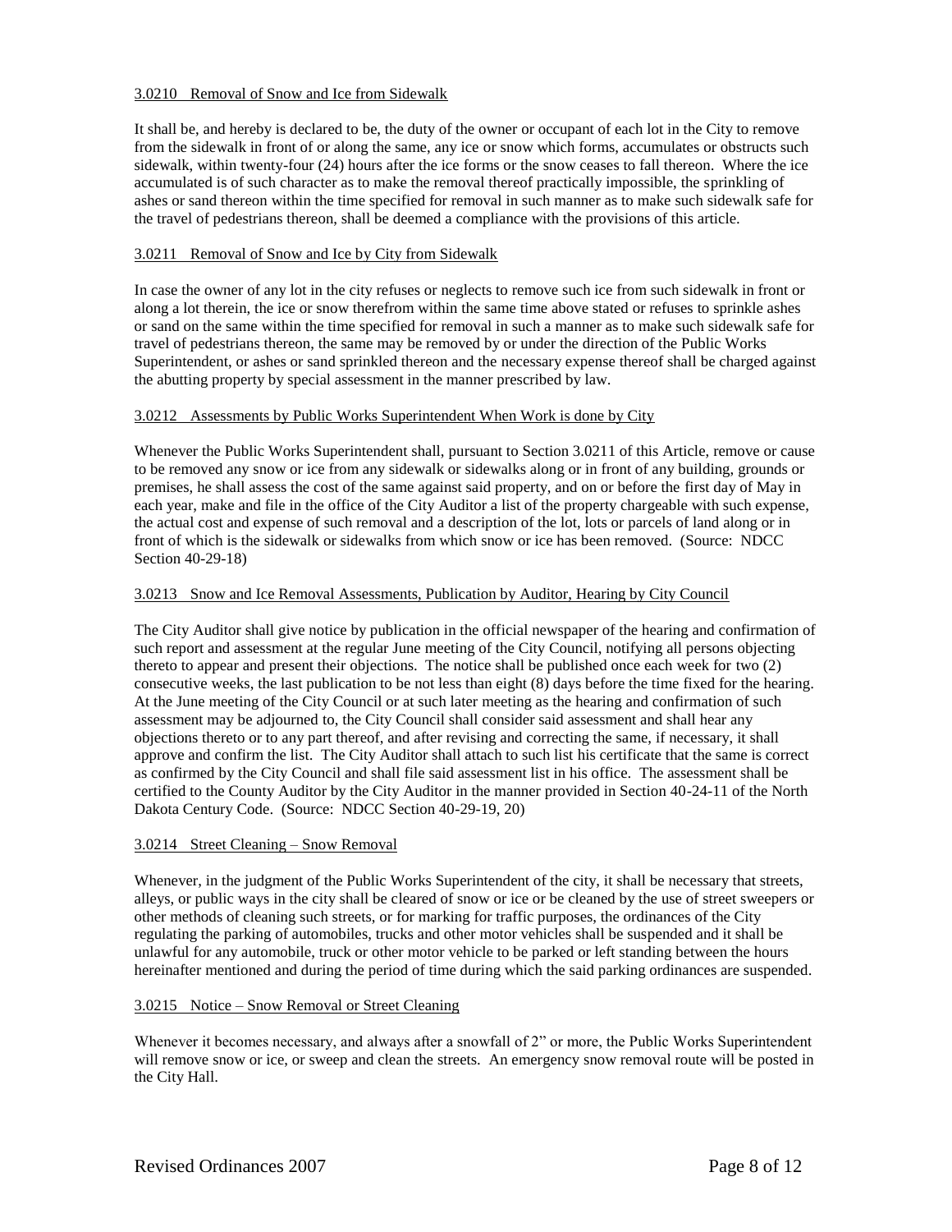### 3.0210 Removal of Snow and Ice from Sidewalk

It shall be, and hereby is declared to be, the duty of the owner or occupant of each lot in the City to remove from the sidewalk in front of or along the same, any ice or snow which forms, accumulates or obstructs such sidewalk, within twenty-four (24) hours after the ice forms or the snow ceases to fall thereon. Where the ice accumulated is of such character as to make the removal thereof practically impossible, the sprinkling of ashes or sand thereon within the time specified for removal in such manner as to make such sidewalk safe for the travel of pedestrians thereon, shall be deemed a compliance with the provisions of this article.

### 3.0211 Removal of Snow and Ice by City from Sidewalk

In case the owner of any lot in the city refuses or neglects to remove such ice from such sidewalk in front or along a lot therein, the ice or snow therefrom within the same time above stated or refuses to sprinkle ashes or sand on the same within the time specified for removal in such a manner as to make such sidewalk safe for travel of pedestrians thereon, the same may be removed by or under the direction of the Public Works Superintendent, or ashes or sand sprinkled thereon and the necessary expense thereof shall be charged against the abutting property by special assessment in the manner prescribed by law.

### 3.0212 Assessments by Public Works Superintendent When Work is done by City

Whenever the Public Works Superintendent shall, pursuant to Section 3.0211 of this Article, remove or cause to be removed any snow or ice from any sidewalk or sidewalks along or in front of any building, grounds or premises, he shall assess the cost of the same against said property, and on or before the first day of May in each year, make and file in the office of the City Auditor a list of the property chargeable with such expense, the actual cost and expense of such removal and a description of the lot, lots or parcels of land along or in front of which is the sidewalk or sidewalks from which snow or ice has been removed. (Source: NDCC Section 40-29-18)

### 3.0213 Snow and Ice Removal Assessments, Publication by Auditor, Hearing by City Council

The City Auditor shall give notice by publication in the official newspaper of the hearing and confirmation of such report and assessment at the regular June meeting of the City Council, notifying all persons objecting thereto to appear and present their objections. The notice shall be published once each week for two (2) consecutive weeks, the last publication to be not less than eight (8) days before the time fixed for the hearing. At the June meeting of the City Council or at such later meeting as the hearing and confirmation of such assessment may be adjourned to, the City Council shall consider said assessment and shall hear any objections thereto or to any part thereof, and after revising and correcting the same, if necessary, it shall approve and confirm the list. The City Auditor shall attach to such list his certificate that the same is correct as confirmed by the City Council and shall file said assessment list in his office. The assessment shall be certified to the County Auditor by the City Auditor in the manner provided in Section 40-24-11 of the North Dakota Century Code. (Source: NDCC Section 40-29-19, 20)

### 3.0214 Street Cleaning – Snow Removal

Whenever, in the judgment of the Public Works Superintendent of the city, it shall be necessary that streets, alleys, or public ways in the city shall be cleared of snow or ice or be cleaned by the use of street sweepers or other methods of cleaning such streets, or for marking for traffic purposes, the ordinances of the City regulating the parking of automobiles, trucks and other motor vehicles shall be suspended and it shall be unlawful for any automobile, truck or other motor vehicle to be parked or left standing between the hours hereinafter mentioned and during the period of time during which the said parking ordinances are suspended.

### 3.0215 Notice – Snow Removal or Street Cleaning

Whenever it becomes necessary, and always after a snowfall of 2" or more, the Public Works Superintendent will remove snow or ice, or sweep and clean the streets. An emergency snow removal route will be posted in the City Hall.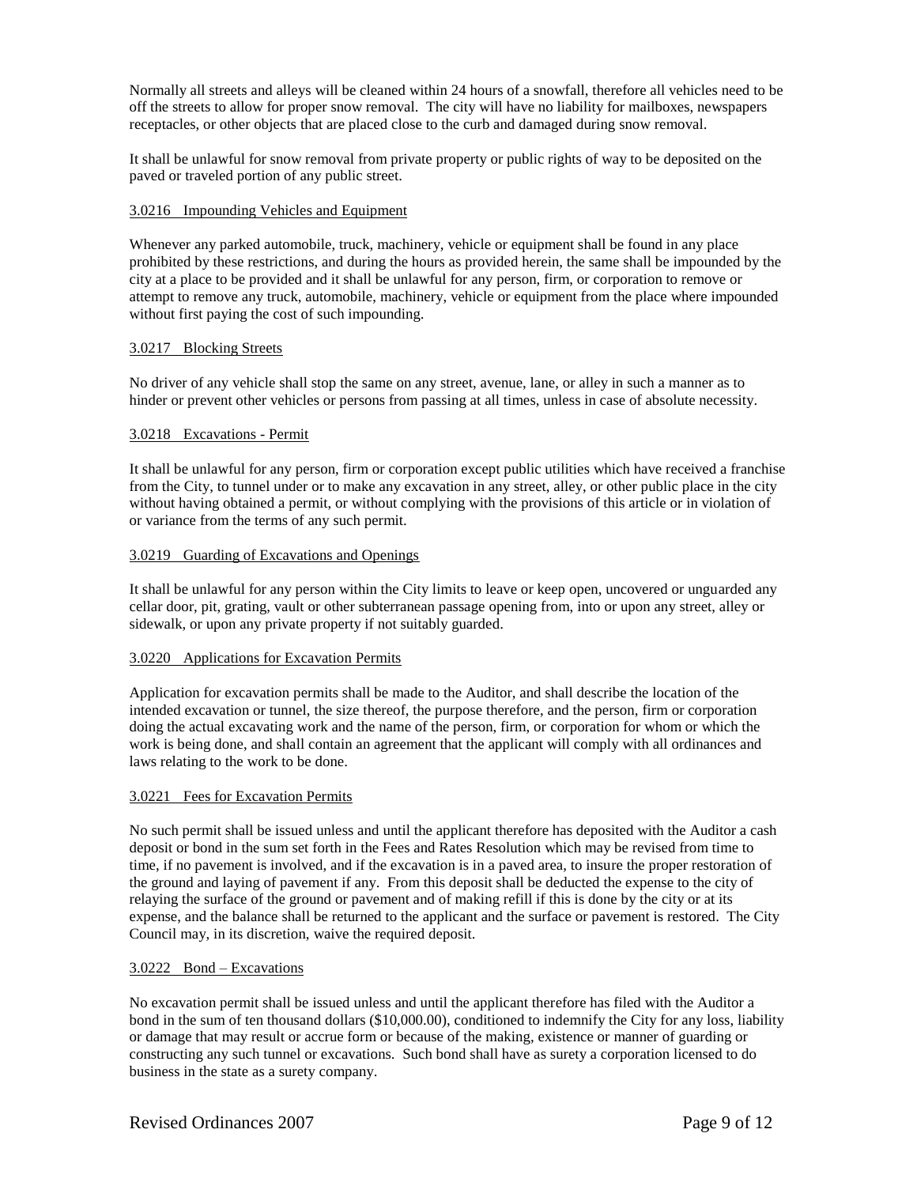Normally all streets and alleys will be cleaned within 24 hours of a snowfall, therefore all vehicles need to be off the streets to allow for proper snow removal. The city will have no liability for mailboxes, newspapers receptacles, or other objects that are placed close to the curb and damaged during snow removal.

It shall be unlawful for snow removal from private property or public rights of way to be deposited on the paved or traveled portion of any public street.

### 3.0216 Impounding Vehicles and Equipment

Whenever any parked automobile, truck, machinery, vehicle or equipment shall be found in any place prohibited by these restrictions, and during the hours as provided herein, the same shall be impounded by the city at a place to be provided and it shall be unlawful for any person, firm, or corporation to remove or attempt to remove any truck, automobile, machinery, vehicle or equipment from the place where impounded without first paying the cost of such impounding.

### 3.0217 Blocking Streets

No driver of any vehicle shall stop the same on any street, avenue, lane, or alley in such a manner as to hinder or prevent other vehicles or persons from passing at all times, unless in case of absolute necessity.

### 3.0218 Excavations - Permit

It shall be unlawful for any person, firm or corporation except public utilities which have received a franchise from the City, to tunnel under or to make any excavation in any street, alley, or other public place in the city without having obtained a permit, or without complying with the provisions of this article or in violation of or variance from the terms of any such permit.

### 3.0219 Guarding of Excavations and Openings

It shall be unlawful for any person within the City limits to leave or keep open, uncovered or unguarded any cellar door, pit, grating, vault or other subterranean passage opening from, into or upon any street, alley or sidewalk, or upon any private property if not suitably guarded.

### 3.0220 Applications for Excavation Permits

Application for excavation permits shall be made to the Auditor, and shall describe the location of the intended excavation or tunnel, the size thereof, the purpose therefore, and the person, firm or corporation doing the actual excavating work and the name of the person, firm, or corporation for whom or which the work is being done, and shall contain an agreement that the applicant will comply with all ordinances and laws relating to the work to be done.

### 3.0221 Fees for Excavation Permits

No such permit shall be issued unless and until the applicant therefore has deposited with the Auditor a cash deposit or bond in the sum set forth in the Fees and Rates Resolution which may be revised from time to time, if no pavement is involved, and if the excavation is in a paved area, to insure the proper restoration of the ground and laying of pavement if any. From this deposit shall be deducted the expense to the city of relaying the surface of the ground or pavement and of making refill if this is done by the city or at its expense, and the balance shall be returned to the applicant and the surface or pavement is restored. The City Council may, in its discretion, waive the required deposit.

### 3.0222 Bond – Excavations

No excavation permit shall be issued unless and until the applicant therefore has filed with the Auditor a bond in the sum of ten thousand dollars ($10,000.00), conditioned to indemnify the City for any loss, liability or damage that may result or accrue form or because of the making, existence or manner of guarding or constructing any such tunnel or excavations. Such bond shall have as surety a corporation licensed to do business in the state as a surety company.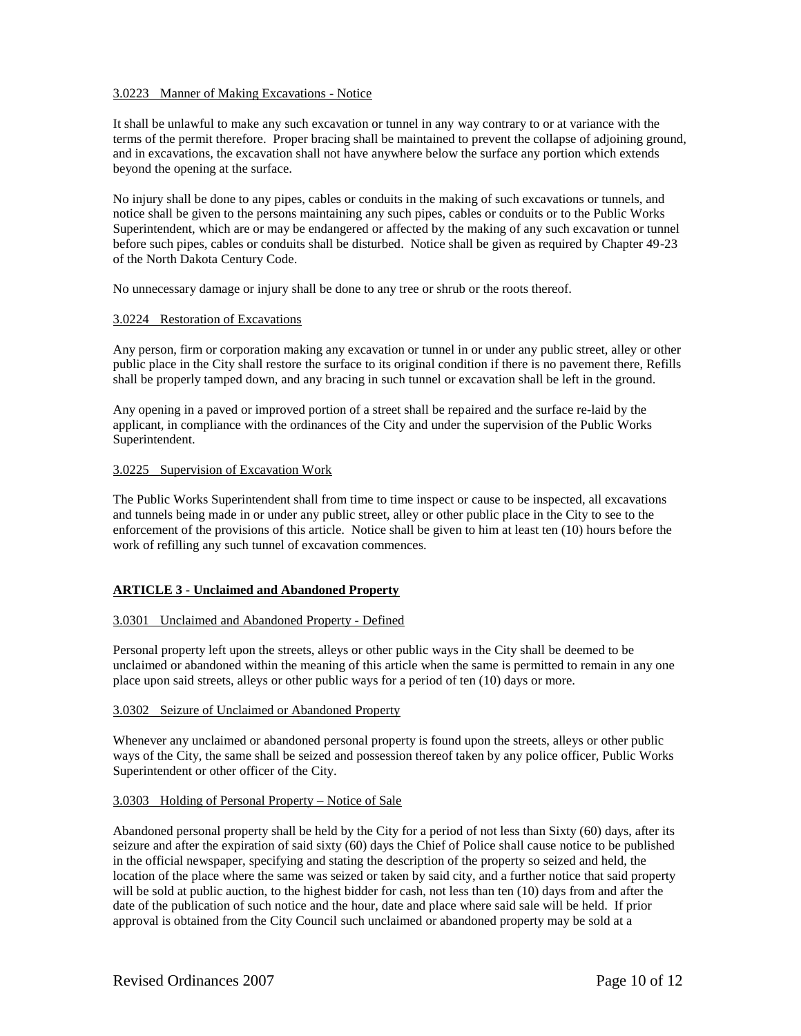3.0223 Manner of Making Excavations - Notice

It shall be unlawful to make any such excavation or tunnel in any way contrary to or at variance with the terms of the permit therefore. Proper bracing shall be maintained to prevent the collapse of adjoining ground, and in excavations, the excavation shall not have anywhere below the surface any portion which extends beyond the opening at the surface.

No injury shall be done to any pipes, cables or conduits in the making of such excavations or tunnels, and notice shall be given to the persons maintaining any such pipes, cables or conduits or to the Public Works Superintendent, which are or may be endangered or affected by the making of any such excavation or tunnel before such pipes, cables or conduits shall be disturbed. Notice shall be given as required by Chapter 49-23 of the North Dakota Century Code.

No unnecessary damage or injury shall be done to any tree or shrub or the roots thereof.

3.0224 Restoration of Excavations

Any person, firm or corporation making any excavation or tunnel in or under any public street, alley or other public place in the City shall restore the surface to its original condition if there is no pavement there, Refills shall be properly tamped down, and any bracing in such tunnel or excavation shall be left in the ground.

Any opening in a paved or improved portion of a street shall be repaired and the surface re-laid by the applicant, in compliance with the ordinances of the City and under the supervision of the Public Works Superintendent.

3.0225 Supervision of Excavation Work

The Public Works Superintendent shall from time to time inspect or cause to be inspected, all excavations and tunnels being made in or under any public street, alley or other public place in the City to see to the enforcement of the provisions of this article. Notice shall be given to him at least ten (10) hours before the work of refilling any such tunnel of excavation commences.

## ARTICLE 3 - Unclaimed and Abandoned Property

3.0301 Unclaimed and Abandoned Property - Defined

Personal property left upon the streets, alleys or other public ways in the City shall be deemed to be unclaimed or abandoned within the meaning of this article when the same is permitted to remain in any one place upon said streets, alleys or other public ways for a period of ten (10) days or more.

3.0302 Seizure of Unclaimed or Abandoned Property

Whenever any unclaimed or abandoned personal property is found upon the streets, alleys or other public ways of the City, the same shall be seized and possession thereof taken by any police officer, Public Works Superintendent or other officer of the City.

3.0303 Holding of Personal Property – Notice of Sale

Abandoned personal property shall be held by the City for a period of not less than Sixty (60) days, after its seizure and after the expiration of said sixty (60) days the Chief of Police shall cause notice to be published in the official newspaper, specifying and stating the description of the property so seized and held, the location of the place where the same was seized or taken by said city, and a further notice that said property will be sold at public auction, to the highest bidder for cash, not less than ten (10) days from and after the date of the publication of such notice and the hour, date and place where said sale will be held. If prior approval is obtained from the City Council such unclaimed or abandoned property may be sold at a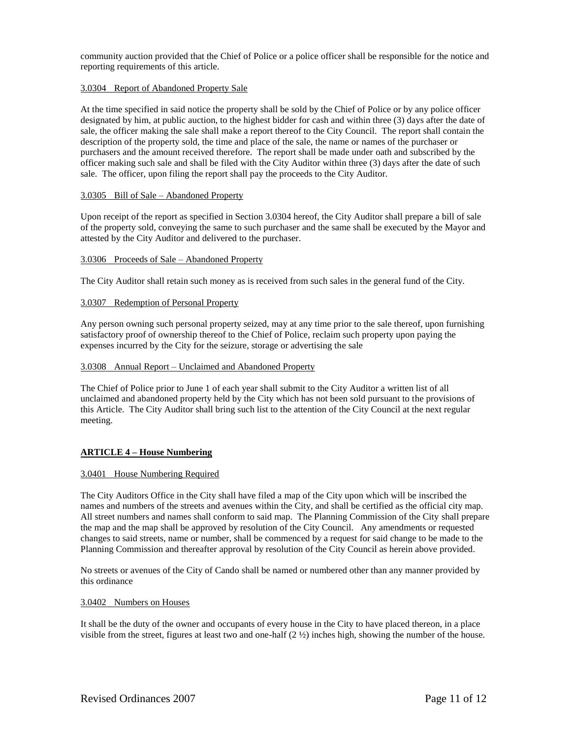community auction provided that the Chief of Police or a police officer shall be responsible for the notice and reporting requirements of this article.

3.0304 Report of Abandoned Property Sale

At the time specified in said notice the property shall be sold by the Chief of Police or by any police officer designated by him, at public auction, to the highest bidder for cash and within three (3) days after the date of sale, the officer making the sale shall make a report thereof to the City Council. The report shall contain the description of the property sold, the time and place of the sale, the name or names of the purchaser or purchasers and the amount received therefore. The report shall be made under oath and subscribed by the officer making such sale and shall be filed with the City Auditor within three (3) days after the date of such sale. The officer, upon filing the report shall pay the proceeds to the City Auditor.

3.0305 Bill of Sale – Abandoned Property

Upon receipt of the report as specified in Section 3.0304 hereof, the City Auditor shall prepare a bill of sale of the property sold, conveying the same to such purchaser and the same shall be executed by the Mayor and attested by the City Auditor and delivered to the purchaser.

3.0306 Proceeds of Sale – Abandoned Property

The City Auditor shall retain such money as is received from such sales in the general fund of the City.

3.0307 Redemption of Personal Property

Any person owning such personal property seized, may at any time prior to the sale thereof, upon furnishing satisfactory proof of ownership thereof to the Chief of Police, reclaim such property upon paying the expenses incurred by the City for the seizure, storage or advertising the sale

3.0308 Annual Report – Unclaimed and Abandoned Property

The Chief of Police prior to June 1 of each year shall submit to the City Auditor a written list of all unclaimed and abandoned property held by the City which has not been sold pursuant to the provisions of this Article. The City Auditor shall bring such list to the attention of the City Council at the next regular meeting.

## ARTICLE 4 – House Numbering

3.0401 House Numbering Required

The City Auditors Office in the City shall have filed a map of the City upon which will be inscribed the names and numbers of the streets and avenues within the City, and shall be certified as the official city map. All street numbers and names shall conform to said map. The Planning Commission of the City shall prepare the map and the map shall be approved by resolution of the City Council. Any amendments or requested changes to said streets, name or number, shall be commenced by a request for said change to be made to the Planning Commission and thereafter approval by resolution of the City Council as herein above provided.

No streets or avenues of the City of Cando shall be named or numbered other than any manner provided by this ordinance

3.0402 Numbers on Houses

It shall be the duty of the owner and occupants of every house in the City to have placed thereon, in a place visible from the street, figures at least two and one-half (2 ½) inches high, showing the number of the house.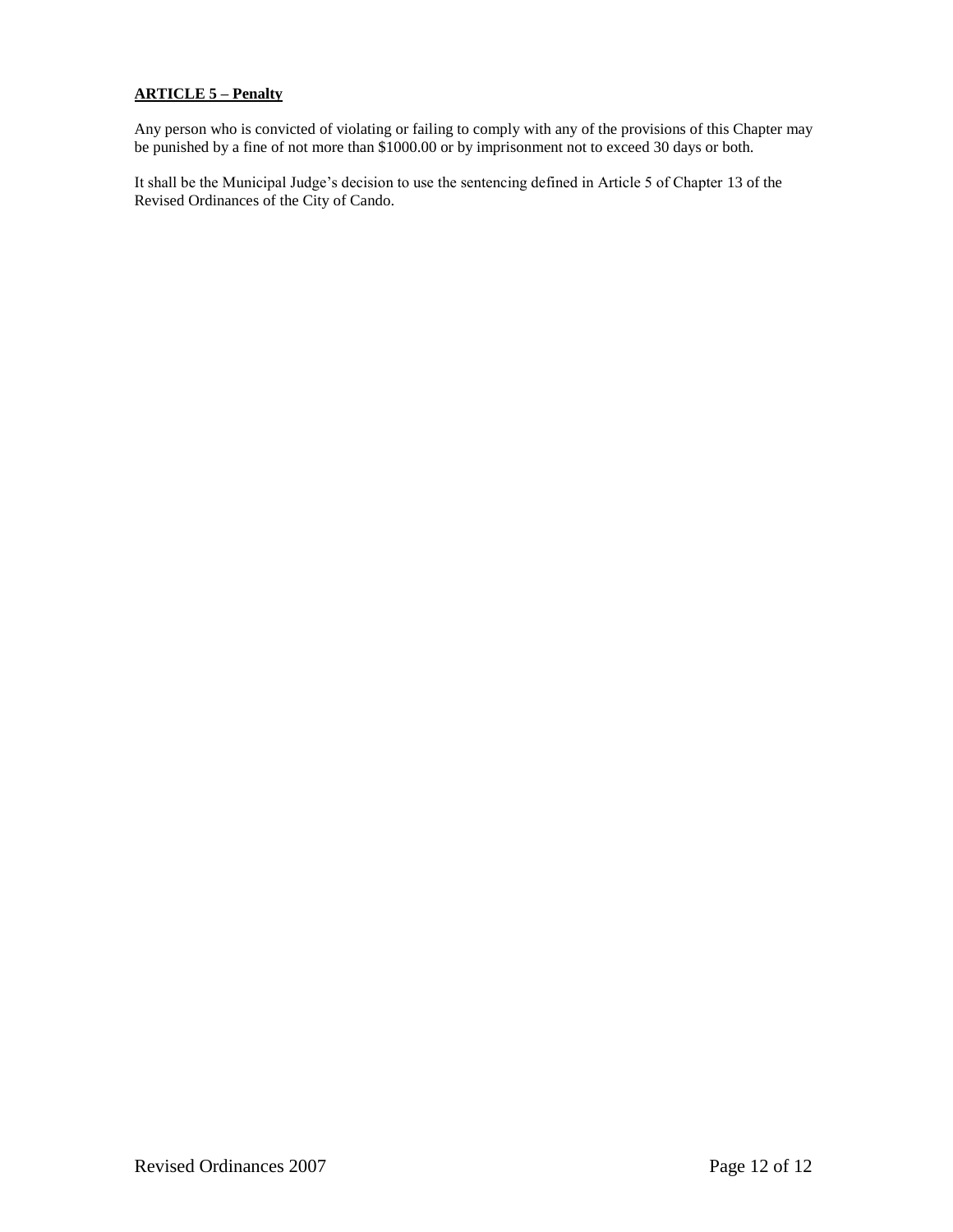## **ARTICLE 5 – Penalty**

Any person who is convicted of violating or failing to comply with any of the provisions of this Chapter may be punished by a fine of not more than $1000.00 or by imprisonment not to exceed 30 days or both.

It shall be the Municipal Judge's decision to use the sentencing defined in Article 5 of Chapter 13 of the Revised Ordinances of the City of Cando.